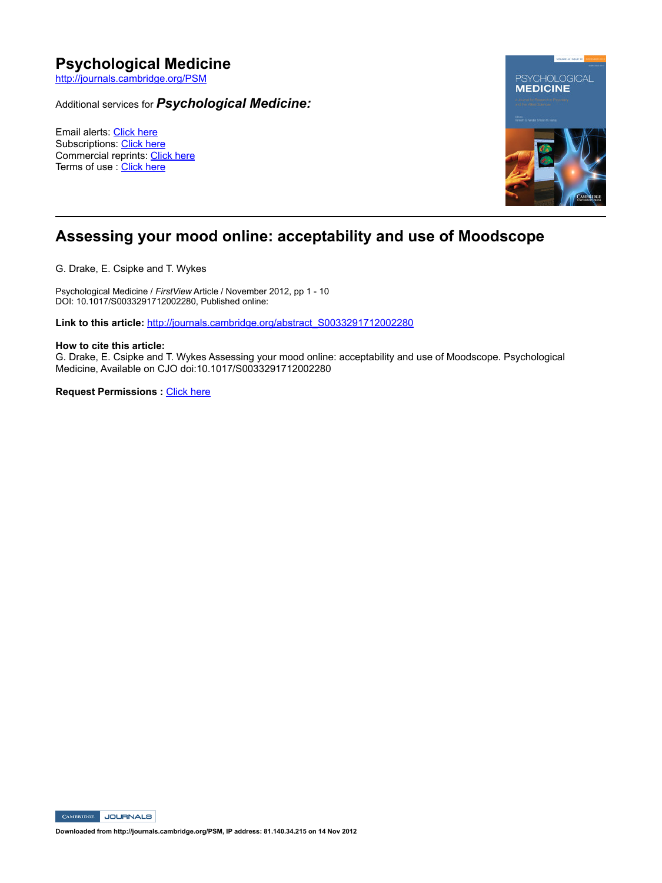# Psychological Medicine

http://journals.cambridge.org/PSM

Additional services for ***Psychological Medicine:***

Email alerts: Click here
Subscriptions: Click here
Commercial reprints: Click here
Terms of use : Click here

---

## Assessing your mood online: acceptability and use of Moodscope

G. Drake, E. Csipke and T. Wykes

Psychological Medicine / *FirstView* Article / November 2012, pp 1 - 10
DOI: 10.1017/S0033291712002280, Published online:

**Link to this article:** http://journals.cambridge.org/abstract_S0033291712002280

**How to cite this article:**
G. Drake, E. Csipke and T. Wykes Assessing your mood online: acceptability and use of Moodscope. Psychological Medicine, Available on CJO doi:10.1017/S0033291712002280

**Request Permissions :** Click here

**Downloaded from http://journals.cambridge.org/PSM, IP address: 81.140.34.215 on 14 Nov 2012**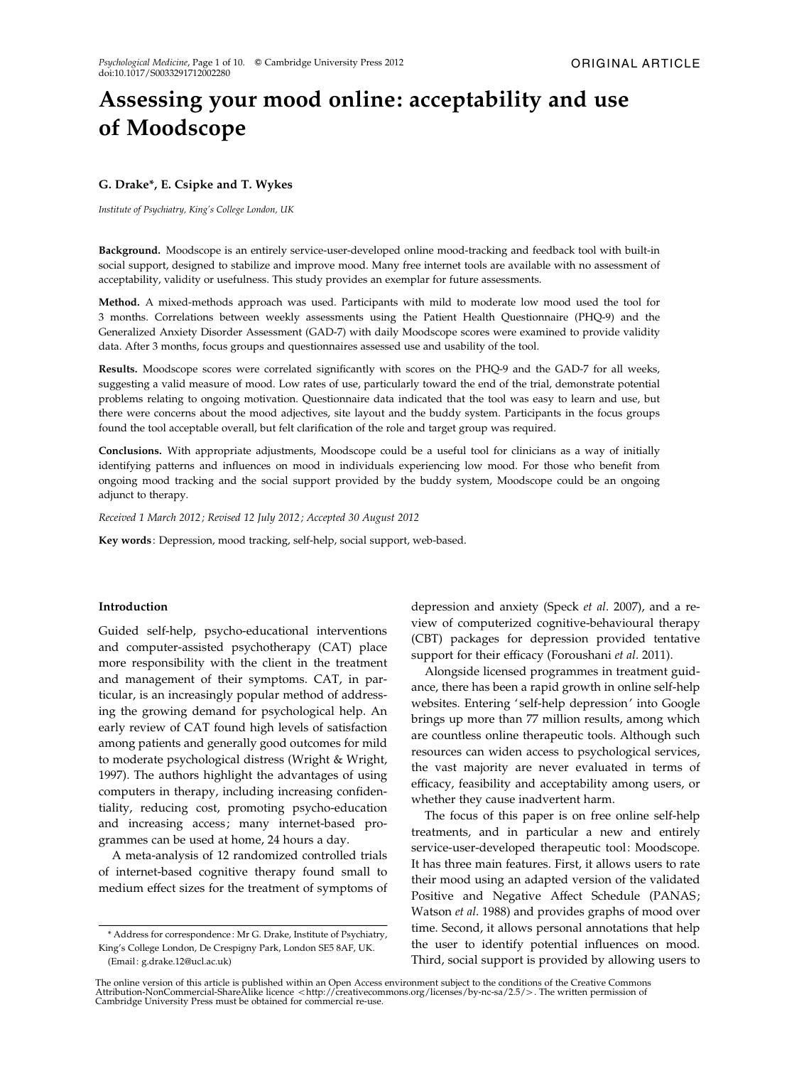# Assessing your mood online: acceptability and use of Moodscope

**G. Drake*, E. Csipke and T. Wykes**

*Institute of Psychiatry, King's College London, UK*

**Background.** Moodscope is an entirely service-user-developed online mood-tracking and feedback tool with built-in social support, designed to stabilize and improve mood. Many free internet tools are available with no assessment of acceptability, validity or usefulness. This study provides an exemplar for future assessments.

**Method.** A mixed-methods approach was used. Participants with mild to moderate low mood used the tool for 3 months. Correlations between weekly assessments using the Patient Health Questionnaire (PHQ-9) and the Generalized Anxiety Disorder Assessment (GAD-7) with daily Moodscope scores were examined to provide validity data. After 3 months, focus groups and questionnaires assessed use and usability of the tool.

**Results.** Moodscope scores were correlated significantly with scores on the PHQ-9 and the GAD-7 for all weeks, suggesting a valid measure of mood. Low rates of use, particularly toward the end of the trial, demonstrate potential problems relating to ongoing motivation. Questionnaire data indicated that the tool was easy to learn and use, but there were concerns about the mood adjectives, site layout and the buddy system. Participants in the focus groups found the tool acceptable overall, but felt clarification of the role and target group was required.

**Conclusions.** With appropriate adjustments, Moodscope could be a useful tool for clinicians as a way of initially identifying patterns and influences on mood in individuals experiencing low mood. For those who benefit from ongoing mood tracking and the social support provided by the buddy system, Moodscope could be an ongoing adjunct to therapy.

*Received 1 March 2012; Revised 12 July 2012; Accepted 30 August 2012*

**Key words**: Depression, mood tracking, self-help, social support, web-based.

## Introduction

Guided self-help, psycho-educational interventions and computer-assisted psychotherapy (CAT) place more responsibility with the client in the treatment and management of their symptoms. CAT, in particular, is an increasingly popular method of addressing the growing demand for psychological help. An early review of CAT found high levels of satisfaction among patients and generally good outcomes for mild to moderate psychological distress (Wright & Wright, 1997). The authors highlight the advantages of using computers in therapy, including increasing confidentiality, reducing cost, promoting psycho-education and increasing access; many internet-based programmes can be used at home, 24 hours a day.

A meta-analysis of 12 randomized controlled trials of internet-based cognitive therapy found small to medium effect sizes for the treatment of symptoms of depression and anxiety (Speck *et al*. 2007), and a review of computerized cognitive-behavioural therapy (CBT) packages for depression provided tentative support for their efficacy (Foroushani *et al*. 2011).

Alongside licensed programmes in treatment guidance, there has been a rapid growth in online self-help websites. Entering 'self-help depression' into Google brings up more than 77 million results, among which are countless online therapeutic tools. Although such resources can widen access to psychological services, the vast majority are never evaluated in terms of efficacy, feasibility and acceptability among users, or whether they cause inadvertent harm.

The focus of this paper is on free online self-help treatments, and in particular a new and entirely service-user-developed therapeutic tool: Moodscope. It has three main features. First, it allows users to rate their mood using an adapted version of the validated Positive and Negative Affect Schedule (PANAS; Watson *et al*. 1988) and provides graphs of mood over time. Second, it allows personal annotations that help the user to identify potential influences on mood. Third, social support is provided by allowing users to

* Address for correspondence: Mr G. Drake, Institute of Psychiatry, King's College London, De Crespigny Park, London SE5 8AF, UK. (Email: g.drake.12@ucl.ac.uk)

The online version of this article is published within an Open Access environment subject to the conditions of the Creative Commons Attribution-NonCommercial-ShareAlike licence <http://creativecommons.org/licenses/by-nc-sa/2.5/>. The written permission of Cambridge University Press must be obtained for commercial re-use.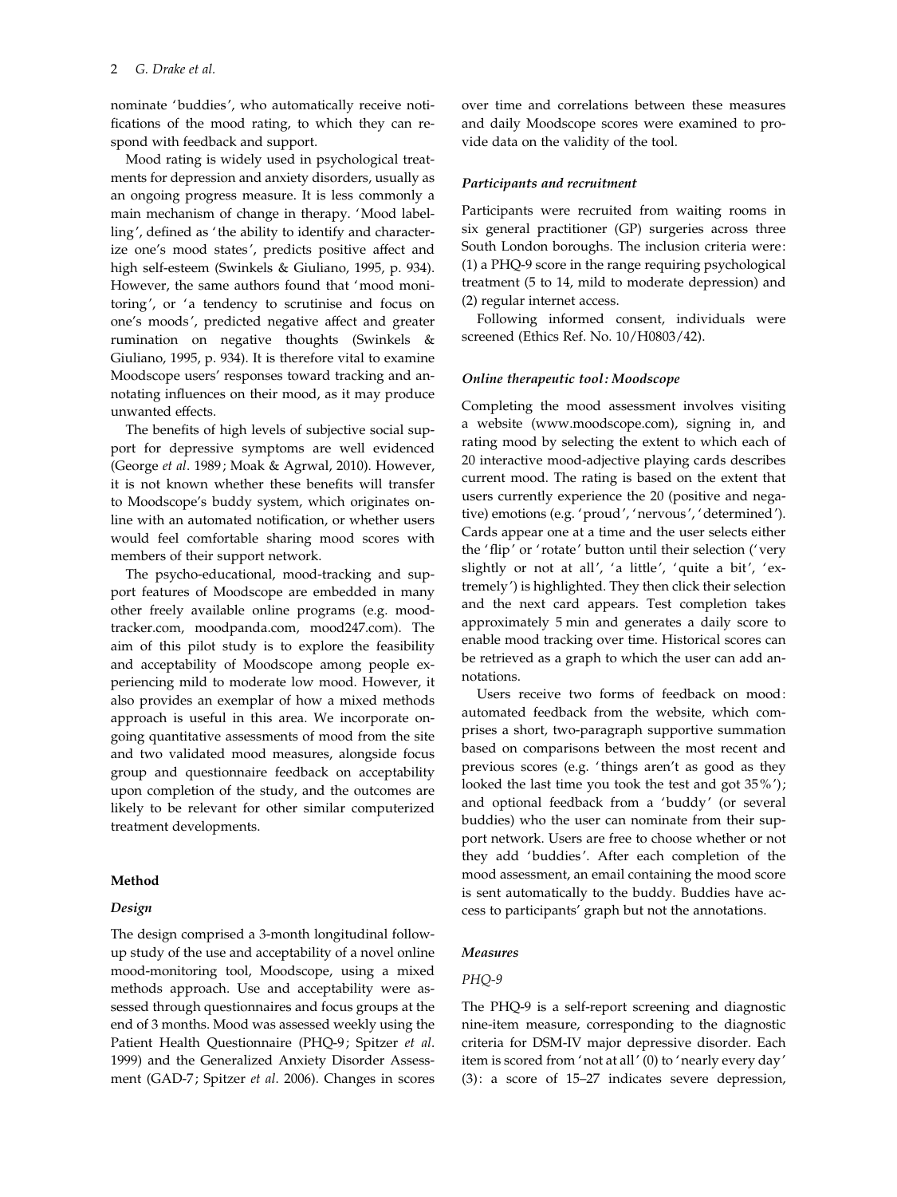nominate 'buddies', who automatically receive notifications of the mood rating, to which they can respond with feedback and support.

Mood rating is widely used in psychological treatments for depression and anxiety disorders, usually as an ongoing progress measure. It is less commonly a main mechanism of change in therapy. 'Mood labelling', defined as 'the ability to identify and characterize one's mood states', predicts positive affect and high self-esteem (Swinkels & Giuliano, 1995, p. 934). However, the same authors found that 'mood monitoring', or 'a tendency to scrutinise and focus on one's moods', predicted negative affect and greater rumination on negative thoughts (Swinkels & Giuliano, 1995, p. 934). It is therefore vital to examine Moodscope users' responses toward tracking and annotating influences on their mood, as it may produce unwanted effects.

The benefits of high levels of subjective social support for depressive symptoms are well evidenced (George *et al*. 1989; Moak & Agrwal, 2010). However, it is not known whether these benefits will transfer to Moodscope's buddy system, which originates online with an automated notification, or whether users would feel comfortable sharing mood scores with members of their support network.

The psycho-educational, mood-tracking and support features of Moodscope are embedded in many other freely available online programs (e.g. moodtracker.com, moodpanda.com, mood247.com). The aim of this pilot study is to explore the feasibility and acceptability of Moodscope among people experiencing mild to moderate low mood. However, it also provides an exemplar of how a mixed methods approach is useful in this area. We incorporate ongoing quantitative assessments of mood from the site and two validated mood measures, alongside focus group and questionnaire feedback on acceptability upon completion of the study, and the outcomes are likely to be relevant for other similar computerized treatment developments.

## Method

### *Design*

The design comprised a 3-month longitudinal follow-up study of the use and acceptability of a novel online mood-monitoring tool, Moodscope, using a mixed methods approach. Use and acceptability were assessed through questionnaires and focus groups at the end of 3 months. Mood was assessed weekly using the Patient Health Questionnaire (PHQ-9; Spitzer *et al*. 1999) and the Generalized Anxiety Disorder Assessment (GAD-7; Spitzer *et al*. 2006). Changes in scores over time and correlations between these measures and daily Moodscope scores were examined to provide data on the validity of the tool.

### *Participants and recruitment*

Participants were recruited from waiting rooms in six general practitioner (GP) surgeries across three South London boroughs. The inclusion criteria were: (1) a PHQ-9 score in the range requiring psychological treatment (5 to 14, mild to moderate depression) and (2) regular internet access.

Following informed consent, individuals were screened (Ethics Ref. No. 10/H0803/42).

### *Online therapeutic tool: Moodscope*

Completing the mood assessment involves visiting a website (www.moodscope.com), signing in, and rating mood by selecting the extent to which each of 20 interactive mood-adjective playing cards describes current mood. The rating is based on the extent that users currently experience the 20 (positive and negative) emotions (e.g. 'proud', 'nervous', 'determined'). Cards appear one at a time and the user selects either the 'flip' or 'rotate' button until their selection ('very slightly or not at all', 'a little', 'quite a bit', 'extremely') is highlighted. They then click their selection and the next card appears. Test completion takes approximately 5 min and generates a daily score to enable mood tracking over time. Historical scores can be retrieved as a graph to which the user can add annotations.

Users receive two forms of feedback on mood: automated feedback from the website, which comprises a short, two-paragraph supportive summation based on comparisons between the most recent and previous scores (e.g. 'things aren't as good as they looked the last time you took the test and got 35%'); and optional feedback from a 'buddy' (or several buddies) who the user can nominate from their support network. Users are free to choose whether or not they add 'buddies'. After each completion of the mood assessment, an email containing the mood score is sent automatically to the buddy. Buddies have access to participants' graph but not the annotations.

### *Measures*

#### *PHQ-9*

The PHQ-9 is a self-report screening and diagnostic nine-item measure, corresponding to the diagnostic criteria for DSM-IV major depressive disorder. Each item is scored from 'not at all' (0) to 'nearly every day' (3): a score of 15–27 indicates severe depression,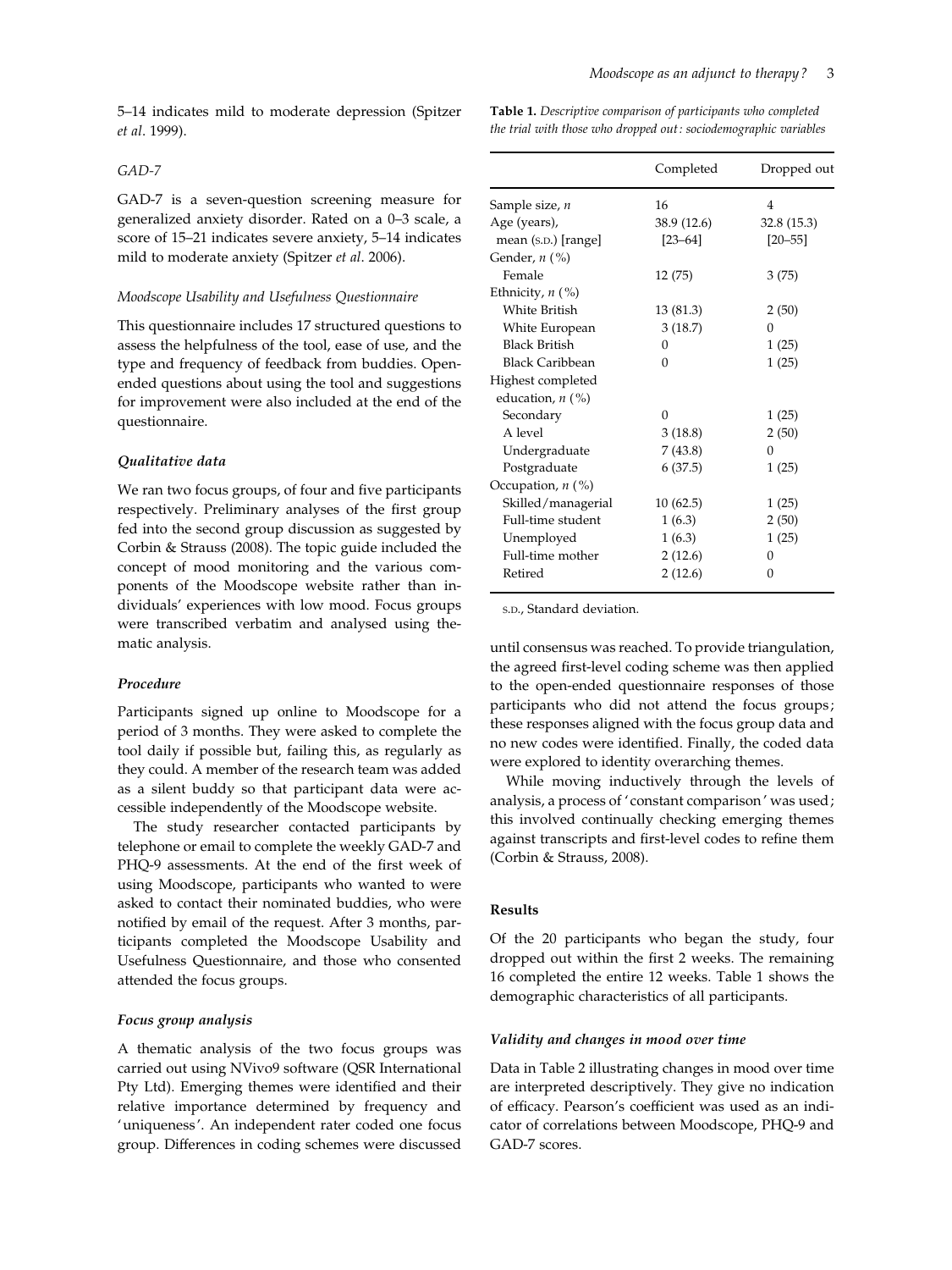5–14 indicates mild to moderate depression (Spitzer *et al*. 1999).

*GAD-7*

GAD-7 is a seven-question screening measure for generalized anxiety disorder. Rated on a 0–3 scale, a score of 15–21 indicates severe anxiety, 5–14 indicates mild to moderate anxiety (Spitzer *et al*. 2006).

*Moodscope Usability and Usefulness Questionnaire*

This questionnaire includes 17 structured questions to assess the helpfulness of the tool, ease of use, and the type and frequency of feedback from buddies. Open-ended questions about using the tool and suggestions for improvement were also included at the end of the questionnaire.

### *Qualitative data*

We ran two focus groups, of four and five participants respectively. Preliminary analyses of the first group fed into the second group discussion as suggested by Corbin & Strauss (2008). The topic guide included the concept of mood monitoring and the various components of the Moodscope website rather than individuals' experiences with low mood. Focus groups were transcribed verbatim and analysed using thematic analysis.

### *Procedure*

Participants signed up online to Moodscope for a period of 3 months. They were asked to complete the tool daily if possible but, failing this, as regularly as they could. A member of the research team was added as a silent buddy so that participant data were accessible independently of the Moodscope website.

The study researcher contacted participants by telephone or email to complete the weekly GAD-7 and PHQ-9 assessments. At the end of the first week of using Moodscope, participants who wanted to were asked to contact their nominated buddies, who were notified by email of the request. After 3 months, participants completed the Moodscope Usability and Usefulness Questionnaire, and those who consented attended the focus groups.

### *Focus group analysis*

A thematic analysis of the two focus groups was carried out using NVivo9 software (QSR International Pty Ltd). Emerging themes were identified and their relative importance determined by frequency and 'uniqueness'. An independent rater coded one focus group. Differences in coding schemes were discussed until consensus was reached. To provide triangulation, the agreed first-level coding scheme was then applied to the open-ended questionnaire responses of those participants who did not attend the focus groups; these responses aligned with the focus group data and no new codes were identified. Finally, the coded data were explored to identity overarching themes.

While moving inductively through the levels of analysis, a process of 'constant comparison' was used; this involved continually checking emerging themes against transcripts and first-level codes to refine them (Corbin & Strauss, 2008).

**Table 1.** *Descriptive comparison of participants who completed the trial with those who dropped out: sociodemographic variables*

| | Completed | Dropped out |
|---|---|---|
| Sample size, *n* | 16 | 4 |
| Age (years), mean (S.D.) [range] | 38.9 (12.6) [23–64] | 32.8 (15.3) [20–55] |
| Gender, *n* (%) | | |
| Female | 12 (75) | 3 (75) |
| Ethnicity, *n* (%) | | |
| White British | 13 (81.3) | 2 (50) |
| White European | 3 (18.7) | 0 |
| Black British | 0 | 1 (25) |
| Black Caribbean | 0 | 1 (25) |
| Highest completed education, *n* (%) | | |
| Secondary | 0 | 1 (25) |
| A level | 3 (18.8) | 2 (50) |
| Undergraduate | 7 (43.8) | 0 |
| Postgraduate | 6 (37.5) | 1 (25) |
| Occupation, *n* (%) | | |
| Skilled/managerial | 10 (62.5) | 1 (25) |
| Full-time student | 1 (6.3) | 2 (50) |
| Unemployed | 1 (6.3) | 1 (25) |
| Full-time mother | 2 (12.6) | 0 |
| Retired | 2 (12.6) | 0 |

S.D., Standard deviation.

## Results

Of the 20 participants who began the study, four dropped out within the first 2 weeks. The remaining 16 completed the entire 12 weeks. Table 1 shows the demographic characteristics of all participants.

### *Validity and changes in mood over time*

Data in Table 2 illustrating changes in mood over time are interpreted descriptively. They give no indication of efficacy. Pearson's coefficient was used as an indicator of correlations between Moodscope, PHQ-9 and GAD-7 scores.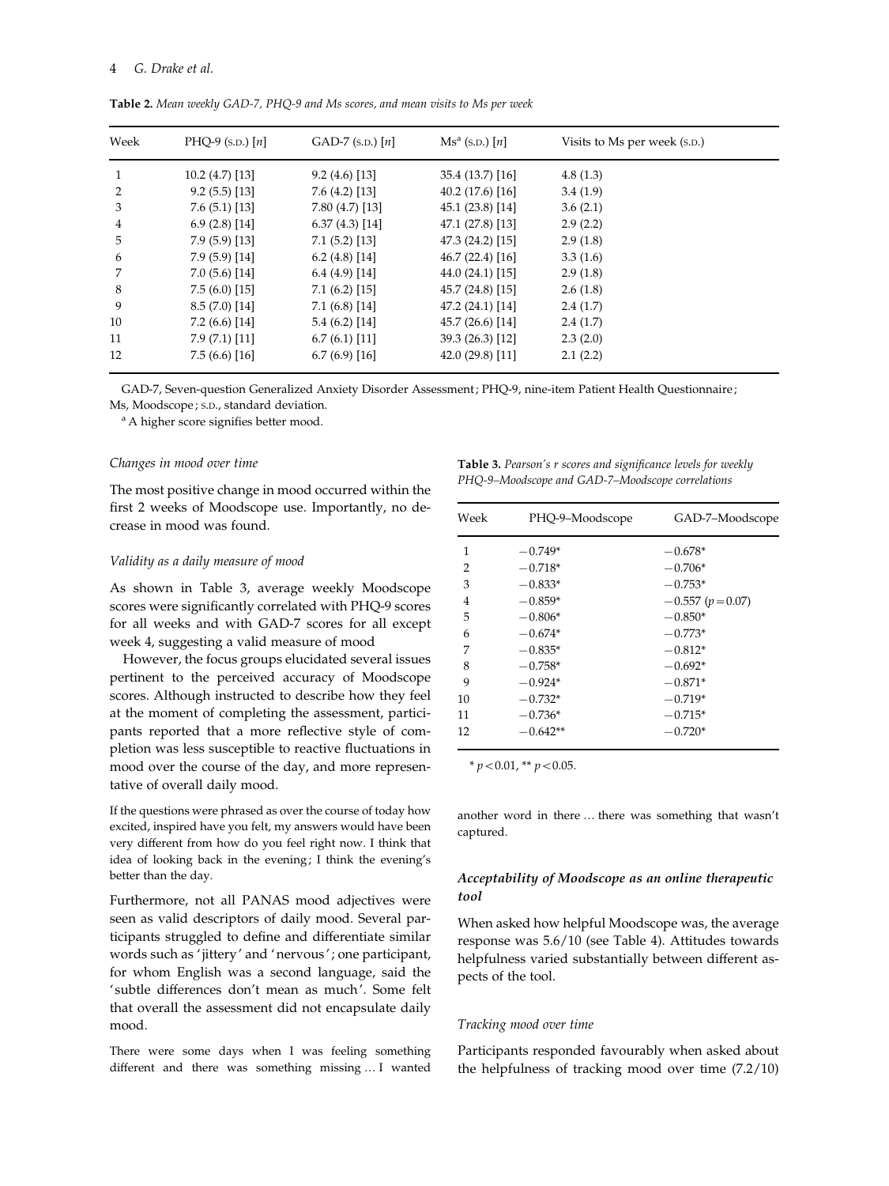**Table 2.** *Mean weekly GAD-7, PHQ-9 and Ms scores, and mean visits to Ms per week*

| Week | PHQ-9 (S.D.) [n] | GAD-7 (S.D.) [n] | Ms[a] (S.D.) [n] | Visits to Ms per week (S.D.) |
|---|---|---|---|---|
| 1 | 10.2 (4.7) [13] | 9.2 (4.6) [13] | 35.4 (13.7) [16] | 4.8 (1.3) |
| 2 | 9.2 (5.5) [13] | 7.6 (4.2) [13] | 40.2 (17.6) [16] | 3.4 (1.9) |
| 3 | 7.6 (5.1) [13] | 7.80 (4.7) [13] | 45.1 (23.8) [14] | 3.6 (2.1) |
| 4 | 6.9 (2.8) [14] | 6.37 (4.3) [14] | 47.1 (27.8) [13] | 2.9 (2.2) |
| 5 | 7.9 (5.9) [13] | 7.1 (5.2) [13] | 47.3 (24.2) [15] | 2.9 (1.8) |
| 6 | 7.9 (5.9) [14] | 6.2 (4.8) [14] | 46.7 (22.4) [16] | 3.3 (1.6) |
| 7 | 7.0 (5.6) [14] | 6.4 (4.9) [14] | 44.0 (24.1) [15] | 2.9 (1.8) |
| 8 | 7.5 (6.0) [15] | 7.1 (6.2) [15] | 45.7 (24.8) [15] | 2.6 (1.8) |
| 9 | 8.5 (7.0) [14] | 7.1 (6.8) [14] | 47.2 (24.1) [14] | 2.4 (1.7) |
| 10 | 7.2 (6.6) [14] | 5.4 (6.2) [14] | 45.7 (26.6) [14] | 2.4 (1.7) |
| 11 | 7.9 (7.1) [11] | 6.7 (6.1) [11] | 39.3 (26.3) [12] | 2.3 (2.0) |
| 12 | 7.5 (6.6) [16] | 6.7 (6.9) [16] | 42.0 (29.8) [11] | 2.1 (2.2) |

GAD-7, Seven-question Generalized Anxiety Disorder Assessment; PHQ-9, nine-item Patient Health Questionnaire; Ms, Moodscope; S.D., standard deviation.

[a] A higher score signifies better mood.

### *Changes in mood over time*

The most positive change in mood occurred within the first 2 weeks of Moodscope use. Importantly, no decrease in mood was found.

### *Validity as a daily measure of mood*

As shown in Table 3, average weekly Moodscope scores were significantly correlated with PHQ-9 scores for all weeks and with GAD-7 scores for all except week 4, suggesting a valid measure of mood

However, the focus groups elucidated several issues pertinent to the perceived accuracy of Moodscope scores. Although instructed to describe how they feel at the moment of completing the assessment, participants reported that a more reflective style of completion was less susceptible to reactive fluctuations in mood over the course of the day, and more representative of overall daily mood.

> If the questions were phrased as over the course of today how excited, inspired have you felt, my answers would have been very different from how do you feel right now. I think that idea of looking back in the evening; I think the evening's better than the day.

Furthermore, not all PANAS mood adjectives were seen as valid descriptors of daily mood. Several participants struggled to define and differentiate similar words such as 'jittery' and 'nervous'; one participant, for whom English was a second language, said the 'subtle differences don't mean as much'. Some felt that overall the assessment did not encapsulate daily mood.

> There were some days when I was feeling something different and there was something missing … I wanted another word in there … there was something that wasn't captured.

**Table 3.** *Pearson's r scores and significance levels for weekly PHQ-9–Moodscope and GAD-7–Moodscope correlations*

| Week | PHQ-9–Moodscope | GAD-7–Moodscope |
|---|---|---|
| 1 | −0.749* | −0.678* |
| 2 | −0.718* | −0.706* |
| 3 | −0.833* | −0.753* |
| 4 | −0.859* | −0.557 ($p = 0.07$) |
| 5 | −0.806* | −0.850* |
| 6 | −0.674* | −0.773* |
| 7 | −0.835* | −0.812* |
| 8 | −0.758* | −0.692* |
| 9 | −0.924* | −0.871* |
| 10 | −0.732* | −0.719* |
| 11 | −0.736* | −0.715* |
| 12 | −0.642** | −0.720* |

* $p < 0.01$, ** $p < 0.05$.

## *Acceptability of Moodscope as an online therapeutic tool*

When asked how helpful Moodscope was, the average response was 5.6/10 (see Table 4). Attitudes towards helpfulness varied substantially between different aspects of the tool.

### *Tracking mood over time*

Participants responded favourably when asked about the helpfulness of tracking mood over time (7.2/10)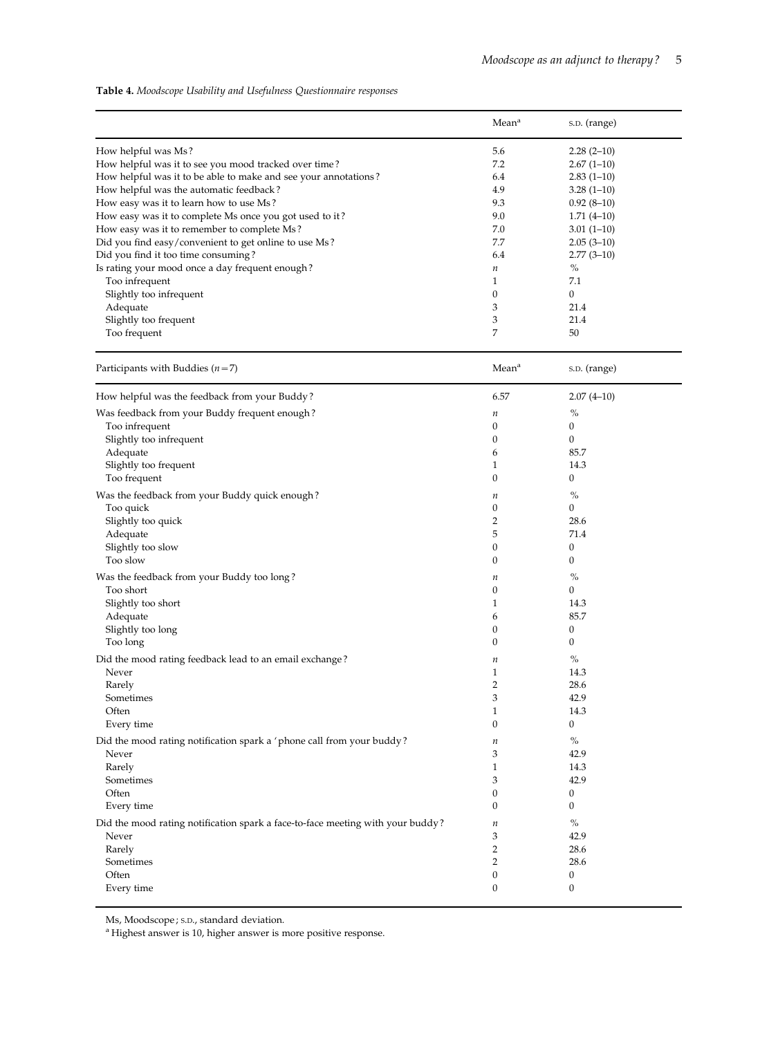**Table 4.** *Moodscope Usability and Usefulness Questionnaire responses*

| | Mean[a] | S.D. (range) |
|---|---|---|
| How helpful was Ms? | 5.6 | 2.28 (2–10) |
| How helpful was it to see you mood tracked over time? | 7.2 | 2.67 (1–10) |
| How helpful was it to be able to make and see your annotations? | 6.4 | 2.83 (1–10) |
| How helpful was the automatic feedback? | 4.9 | 3.28 (1–10) |
| How easy was it to learn how to use Ms? | 9.3 | 0.92 (8–10) |
| How easy was it to complete Ms once you got used to it? | 9.0 | 1.71 (4–10) |
| How easy was it to remember to complete Ms? | 7.0 | 3.01 (1–10) |
| Did you find easy/convenient to get online to use Ms? | 7.7 | 2.05 (3–10) |
| Did you find it too time consuming? | 6.4 | 2.77 (3–10) |
| Is rating your mood once a day frequent enough? | *n* | % |
| Too infrequent | 1 | 7.1 |
| Slightly too infrequent | 0 | 0 |
| Adequate | 3 | 21.4 |
| Slightly too frequent | 3 | 21.4 |
| Too frequent | 7 | 50 |
| **Participants with Buddies ($n = 7$)** | **Mean[a]** | **S.D. (range)** |
| How helpful was the feedback from your Buddy? | 6.57 | 2.07 (4–10) |
| Was feedback from your Buddy frequent enough? | *n* | % |
| Too infrequent | 0 | 0 |
| Slightly too infrequent | 0 | 0 |
| Adequate | 6 | 85.7 |
| Slightly too frequent | 1 | 14.3 |
| Too frequent | 0 | 0 |
| Was the feedback from your Buddy quick enough? | *n* | % |
| Too quick | 0 | 0 |
| Slightly too quick | 2 | 28.6 |
| Adequate | 5 | 71.4 |
| Slightly too slow | 0 | 0 |
| Too slow | 0 | 0 |
| Was the feedback from your Buddy too long? | *n* | % |
| Too short | 0 | 0 |
| Slightly too short | 1 | 14.3 |
| Adequate | 6 | 85.7 |
| Slightly too long | 0 | 0 |
| Too long | 0 | 0 |
| Did the mood rating feedback lead to an email exchange? | *n* | % |
| Never | 1 | 14.3 |
| Rarely | 2 | 28.6 |
| Sometimes | 3 | 42.9 |
| Often | 1 | 14.3 |
| Every time | 0 | 0 |
| Did the mood rating notification spark a 'phone call from your buddy? | *n* | % |
| Never | 3 | 42.9 |
| Rarely | 1 | 14.3 |
| Sometimes | 3 | 42.9 |
| Often | 0 | 0 |
| Every time | 0 | 0 |
| Did the mood rating notification spark a face-to-face meeting with your buddy? | *n* | % |
| Never | 3 | 42.9 |
| Rarely | 2 | 28.6 |
| Sometimes | 2 | 28.6 |
| Often | 0 | 0 |
| Every time | 0 | 0 |

Ms, Moodscope; S.D., standard deviation.

[a] Highest answer is 10, higher answer is more positive response.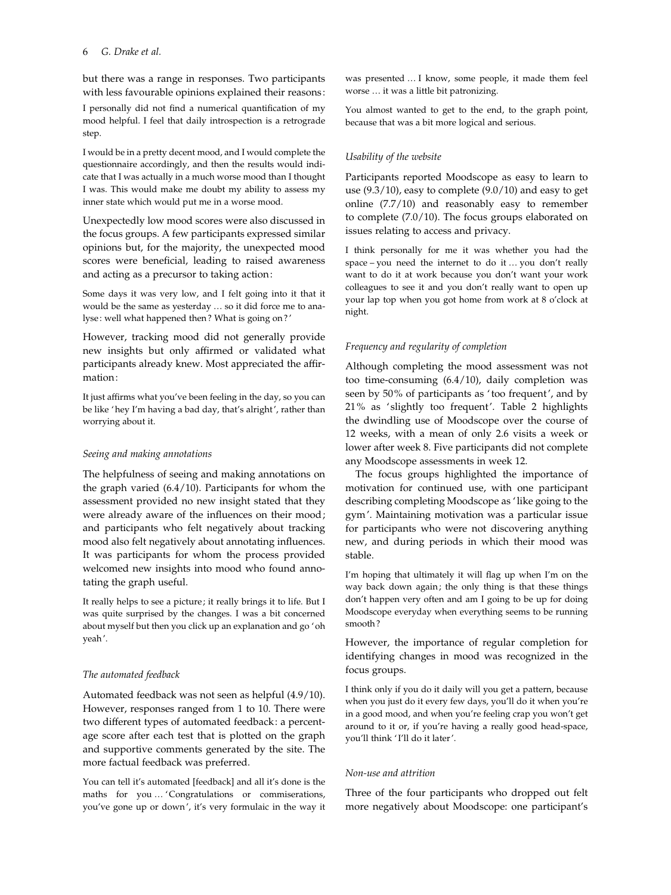but there was a range in responses. Two participants with less favourable opinions explained their reasons:

> I personally did not find a numerical quantification of my mood helpful. I feel that daily introspection is a retrograde step.

> I would be in a pretty decent mood, and I would complete the questionnaire accordingly, and then the results would indicate that I was actually in a much worse mood than I thought I was. This would make me doubt my ability to assess my inner state which would put me in a worse mood.

Unexpectedly low mood scores were also discussed in the focus groups. A few participants expressed similar opinions but, for the majority, the unexpected mood scores were beneficial, leading to raised awareness and acting as a precursor to taking action:

> Some days it was very low, and I felt going into it that it would be the same as yesterday … so it did force me to analyse: well what happened then? What is going on?'

However, tracking mood did not generally provide new insights but only affirmed or validated what participants already knew. Most appreciated the affirmation:

> It just affirms what you've been feeling in the day, so you can be like 'hey I'm having a bad day, that's alright', rather than worrying about it.

### *Seeing and making annotations*

The helpfulness of seeing and making annotations on the graph varied (6.4/10). Participants for whom the assessment provided no new insight stated that they were already aware of the influences on their mood; and participants who felt negatively about tracking mood also felt negatively about annotating influences. It was participants for whom the process provided welcomed new insights into mood who found annotating the graph useful.

> It really helps to see a picture; it really brings it to life. But I was quite surprised by the changes. I was a bit concerned about myself but then you click up an explanation and go 'oh yeah'.

### *The automated feedback*

Automated feedback was not seen as helpful (4.9/10). However, responses ranged from 1 to 10. There were two different types of automated feedback: a percentage score after each test that is plotted on the graph and supportive comments generated by the site. The more factual feedback was preferred.

> You can tell it's automated [feedback] and all it's done is the maths for you … 'Congratulations or commiserations, you've gone up or down', it's very formulaic in the way it was presented … I know, some people, it made them feel worse … it was a little bit patronizing.

> You almost wanted to get to the end, to the graph point, because that was a bit more logical and serious.

### *Usability of the website*

Participants reported Moodscope as easy to learn to use (9.3/10), easy to complete (9.0/10) and easy to get online (7.7/10) and reasonably easy to remember to complete (7.0/10). The focus groups elaborated on issues relating to access and privacy.

> I think personally for me it was whether you had the space – you need the internet to do it … you don't really want to do it at work because you don't want your work colleagues to see it and you don't really want to open up your lap top when you got home from work at 8 o'clock at night.

### *Frequency and regularity of completion*

Although completing the mood assessment was not too time-consuming (6.4/10), daily completion was seen by 50% of participants as 'too frequent', and by 21% as 'slightly too frequent'. Table 2 highlights the dwindling use of Moodscope over the course of 12 weeks, with a mean of only 2.6 visits a week or lower after week 8. Five participants did not complete any Moodscope assessments in week 12.

The focus groups highlighted the importance of motivation for continued use, with one participant describing completing Moodscope as 'like going to the gym'. Maintaining motivation was a particular issue for participants who were not discovering anything new, and during periods in which their mood was stable.

> I'm hoping that ultimately it will flag up when I'm on the way back down again; the only thing is that these things don't happen very often and am I going to be up for doing Moodscope everyday when everything seems to be running smooth?

However, the importance of regular completion for identifying changes in mood was recognized in the focus groups.

> I think only if you do it daily will you get a pattern, because when you just do it every few days, you'll do it when you're in a good mood, and when you're feeling crap you won't get around to it or, if you're having a really good head-space, you'll think 'I'll do it later'.

### *Non-use and attrition*

Three of the four participants who dropped out felt more negatively about Moodscope: one participant's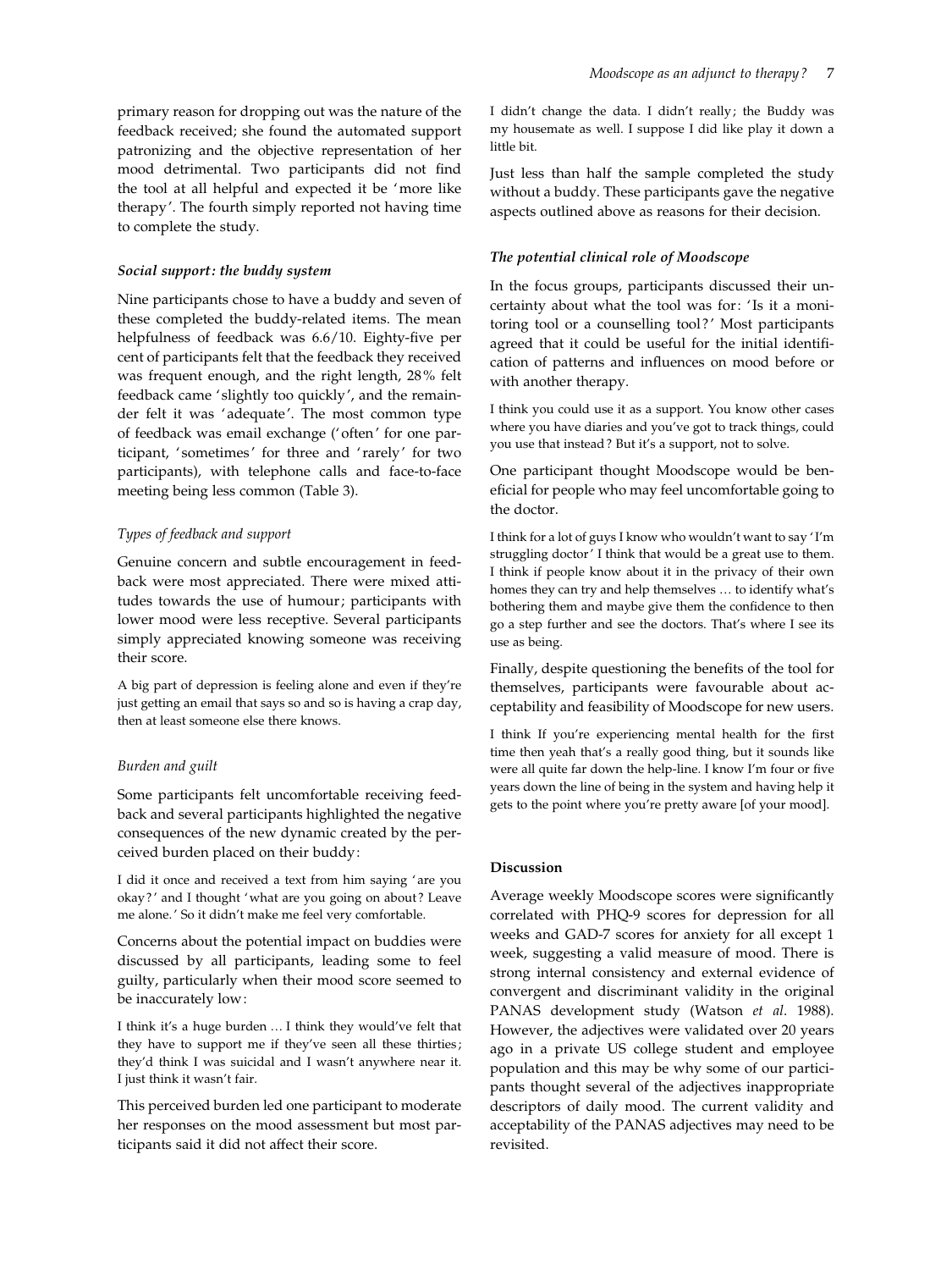primary reason for dropping out was the nature of the feedback received; she found the automated support patronizing and the objective representation of her mood detrimental. Two participants did not find the tool at all helpful and expected it be 'more like therapy'. The fourth simply reported not having time to complete the study.

### *Social support: the buddy system*

Nine participants chose to have a buddy and seven of these completed the buddy-related items. The mean helpfulness of feedback was 6.6/10. Eighty-five per cent of participants felt that the feedback they received was frequent enough, and the right length, 28% felt feedback came 'slightly too quickly', and the remainder felt it was 'adequate'. The most common type of feedback was email exchange ('often' for one participant, 'sometimes' for three and 'rarely' for two participants), with telephone calls and face-to-face meeting being less common (Table 3).

#### *Types of feedback and support*

Genuine concern and subtle encouragement in feedback were most appreciated. There were mixed attitudes towards the use of humour; participants with lower mood were less receptive. Several participants simply appreciated knowing someone was receiving their score.

A big part of depression is feeling alone and even if they're just getting an email that says so and so is having a crap day, then at least someone else there knows.

#### *Burden and guilt*

Some participants felt uncomfortable receiving feedback and several participants highlighted the negative consequences of the new dynamic created by the perceived burden placed on their buddy:

I did it once and received a text from him saying 'are you okay?' and I thought 'what are you going on about? Leave me alone.' So it didn't make me feel very comfortable.

Concerns about the potential impact on buddies were discussed by all participants, leading some to feel guilty, particularly when their mood score seemed to be inaccurately low:

I think it's a huge burden … I think they would've felt that they have to support me if they've seen all these thirties; they'd think I was suicidal and I wasn't anywhere near it. I just think it wasn't fair.

This perceived burden led one participant to moderate her responses on the mood assessment but most participants said it did not affect their score.

I didn't change the data. I didn't really; the Buddy was my housemate as well. I suppose I did like play it down a little bit.

Just less than half the sample completed the study without a buddy. These participants gave the negative aspects outlined above as reasons for their decision.

### *The potential clinical role of Moodscope*

In the focus groups, participants discussed their uncertainty about what the tool was for: 'Is it a monitoring tool or a counselling tool?' Most participants agreed that it could be useful for the initial identification of patterns and influences on mood before or with another therapy.

I think you could use it as a support. You know other cases where you have diaries and you've got to track things, could you use that instead? But it's a support, not to solve.

One participant thought Moodscope would be beneficial for people who may feel uncomfortable going to the doctor.

I think for a lot of guys I know who wouldn't want to say 'I'm struggling doctor' I think that would be a great use to them. I think if people know about it in the privacy of their own homes they can try and help themselves … to identify what's bothering them and maybe give them the confidence to then go a step further and see the doctors. That's where I see its use as being.

Finally, despite questioning the benefits of the tool for themselves, participants were favourable about acceptability and feasibility of Moodscope for new users.

I think If you're experiencing mental health for the first time then yeah that's a really good thing, but it sounds like were all quite far down the help-line. I know I'm four or five years down the line of being in the system and having help it gets to the point where you're pretty aware [of your mood].

## Discussion

Average weekly Moodscope scores were significantly correlated with PHQ-9 scores for depression for all weeks and GAD-7 scores for anxiety for all except 1 week, suggesting a valid measure of mood. There is strong internal consistency and external evidence of convergent and discriminant validity in the original PANAS development study (Watson *et al*. 1988). However, the adjectives were validated over 20 years ago in a private US college student and employee population and this may be why some of our participants thought several of the adjectives inappropriate descriptors of daily mood. The current validity and acceptability of the PANAS adjectives may need to be revisited.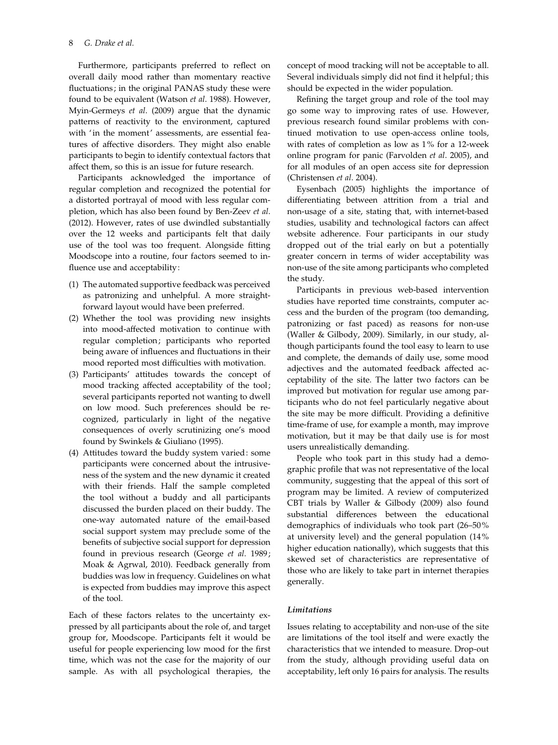Furthermore, participants preferred to reflect on overall daily mood rather than momentary reactive fluctuations; in the original PANAS study these were found to be equivalent (Watson *et al*. 1988). However, Myin-Germeys *et al*. (2009) argue that the dynamic patterns of reactivity to the environment, captured with 'in the moment' assessments, are essential features of affective disorders. They might also enable participants to begin to identify contextual factors that affect them, so this is an issue for future research.

Participants acknowledged the importance of regular completion and recognized the potential for a distorted portrayal of mood with less regular completion, which has also been found by Ben-Zeev *et al*. (2012). However, rates of use dwindled substantially over the 12 weeks and participants felt that daily use of the tool was too frequent. Alongside fitting Moodscope into a routine, four factors seemed to influence use and acceptability:

1. The automated supportive feedback was perceived as patronizing and unhelpful. A more straightforward layout would have been preferred.
2. Whether the tool was providing new insights into mood-affected motivation to continue with regular completion; participants who reported being aware of influences and fluctuations in their mood reported most difficulties with motivation.
3. Participants' attitudes towards the concept of mood tracking affected acceptability of the tool; several participants reported not wanting to dwell on low mood. Such preferences should be recognized, particularly in light of the negative consequences of overly scrutinizing one's mood found by Swinkels & Giuliano (1995).
4. Attitudes toward the buddy system varied: some participants were concerned about the intrusiveness of the system and the new dynamic it created with their friends. Half the sample completed the tool without a buddy and all participants discussed the burden placed on their buddy. The one-way automated nature of the email-based social support system may preclude some of the benefits of subjective social support for depression found in previous research (George *et al*. 1989; Moak & Agrwal, 2010). Feedback generally from buddies was low in frequency. Guidelines on what is expected from buddies may improve this aspect of the tool.

Each of these factors relates to the uncertainty expressed by all participants about the role of, and target group for, Moodscope. Participants felt it would be useful for people experiencing low mood for the first time, which was not the case for the majority of our sample. As with all psychological therapies, the concept of mood tracking will not be acceptable to all. Several individuals simply did not find it helpful; this should be expected in the wider population.

Refining the target group and role of the tool may go some way to improving rates of use. However, previous research found similar problems with continued motivation to use open-access online tools, with rates of completion as low as 1% for a 12-week online program for panic (Farvolden *et al*. 2005), and for all modules of an open access site for depression (Christensen *et al*. 2004).

Eysenbach (2005) highlights the importance of differentiating between attrition from a trial and non-usage of a site, stating that, with internet-based studies, usability and technological factors can affect website adherence. Four participants in our study dropped out of the trial early on but a potentially greater concern in terms of wider acceptability was non-use of the site among participants who completed the study.

Participants in previous web-based intervention studies have reported time constraints, computer access and the burden of the program (too demanding, patronizing or fast paced) as reasons for non-use (Waller & Gilbody, 2009). Similarly, in our study, although participants found the tool easy to learn to use and complete, the demands of daily use, some mood adjectives and the automated feedback affected acceptability of the site. The latter two factors can be improved but motivation for regular use among participants who do not feel particularly negative about the site may be more difficult. Providing a definitive time-frame of use, for example a month, may improve motivation, but it may be that daily use is for most users unrealistically demanding.

People who took part in this study had a demographic profile that was not representative of the local community, suggesting that the appeal of this sort of program may be limited. A review of computerized CBT trials by Waller & Gilbody (2009) also found substantial differences between the educational demographics of individuals who took part (26–50% at university level) and the general population (14% higher education nationally), which suggests that this skewed set of characteristics are representative of those who are likely to take part in internet therapies generally.

### *Limitations*

Issues relating to acceptability and non-use of the site are limitations of the tool itself and were exactly the characteristics that we intended to measure. Drop-out from the study, although providing useful data on acceptability, left only 16 pairs for analysis. The results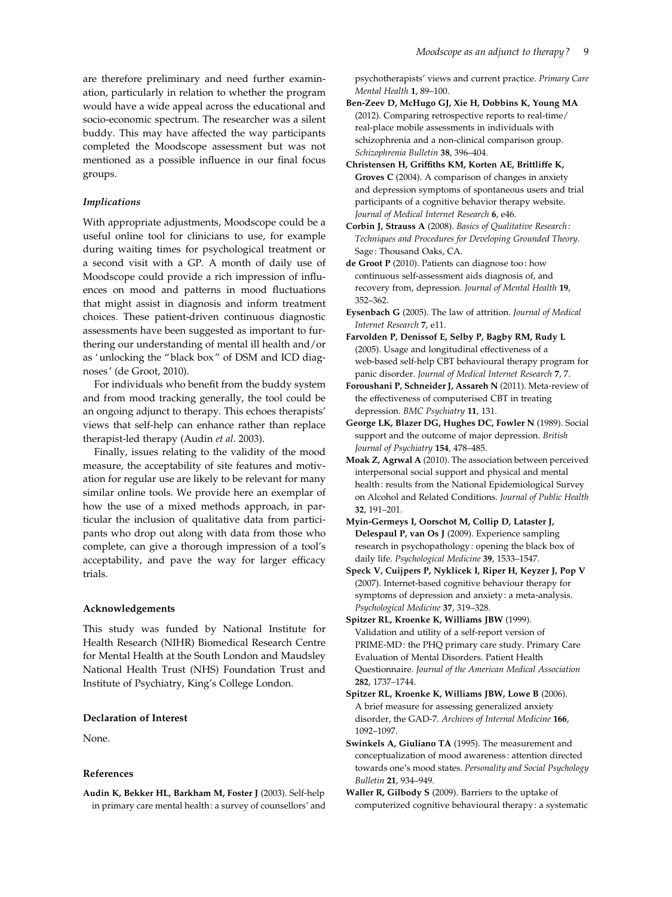are therefore preliminary and need further examination, particularly in relation to whether the program would have a wide appeal across the educational and socio-economic spectrum. The researcher was a silent buddy. This may have affected the way participants completed the Moodscope assessment but was not mentioned as a possible influence in our final focus groups.

### *Implications*

With appropriate adjustments, Moodscope could be a useful online tool for clinicians to use, for example during waiting times for psychological treatment or a second visit with a GP. A month of daily use of Moodscope could provide a rich impression of influences on mood and patterns in mood fluctuations that might assist in diagnosis and inform treatment choices. These patient-driven continuous diagnostic assessments have been suggested as important to furthering our understanding of mental ill health and/or as 'unlocking the "black box" of DSM and ICD diagnoses' (de Groot, 2010).

For individuals who benefit from the buddy system and from mood tracking generally, the tool could be an ongoing adjunct to therapy. This echoes therapists' views that self-help can enhance rather than replace therapist-led therapy (Audin *et al*. 2003).

Finally, issues relating to the validity of the mood measure, the acceptability of site features and motivation for regular use are likely to be relevant for many similar online tools. We provide here an exemplar of how the use of a mixed methods approach, in particular the inclusion of qualitative data from participants who drop out along with data from those who complete, can give a thorough impression of a tool's acceptability, and pave the way for larger efficacy trials.

## Acknowledgements

This study was funded by National Institute for Health Research (NIHR) Biomedical Research Centre for Mental Health at the South London and Maudsley National Health Trust (NHS) Foundation Trust and Institute of Psychiatry, King's College London.

## Declaration of Interest

None.

## References

**Audin K, Bekker HL, Barkham M, Foster J** (2003). Self-help in primary care mental health: a survey of counsellors' and psychotherapists' views and current practice. *Primary Care Mental Health* **1**, 89–100.

**Ben-Zeev D, McHugo GJ, Xie H, Dobbins K, Young MA** (2012). Comparing retrospective reports to real-time/real-place mobile assessments in individuals with schizophrenia and a non-clinical comparison group. *Schizophrenia Bulletin* **38**, 396–404.

**Christensen H, Griffiths KM, Korten AE, Brittliffe K, Groves C** (2004). A comparison of changes in anxiety and depression symptoms of spontaneous users and trial participants of a cognitive behavior therapy website. *Journal of Medical Internet Research* **6**, e46.

**Corbin J, Strauss A** (2008). *Basics of Qualitative Research: Techniques and Procedures for Developing Grounded Theory*. Sage: Thousand Oaks, CA.

**de Groot P** (2010). Patients can diagnose too: how continuous self-assessment aids diagnosis of, and recovery from, depression. *Journal of Mental Health* **19**, 352–362.

**Eysenbach G** (2005). The law of attrition. *Journal of Medical Internet Research* **7**, e11.

**Farvolden P, Denissof E, Selby P, Bagby RM, Rudy L** (2005). Usage and longitudinal effectiveness of a web-based self-help CBT behavioural therapy program for panic disorder. *Journal of Medical Internet Research* **7**, 7.

**Foroushani P, Schneider J, Assareh N** (2011). Meta-review of the effectiveness of computerised CBT in treating depression. *BMC Psychiatry* **11**, 131.

**George LK, Blazer DG, Hughes DC, Fowler N** (1989). Social support and the outcome of major depression. *British Journal of Psychiatry* **154**, 478–485.

**Moak Z, Agrwal A** (2010). The association between perceived interpersonal social support and physical and mental health: results from the National Epidemiological Survey on Alcohol and Related Conditions. *Journal of Public Health* **32**, 191–201.

**Myin-Germeys I, Oorschot M, Collip D, Lataster J, Delespaul P, van Os J** (2009). Experience sampling research in psychopathology: opening the black box of daily life. *Psychological Medicine* **39**, 1533–1547.

**Speck V, Cuijpers P, Nyklicek I, Riper H, Keyzer J, Pop V** (2007). Internet-based cognitive behaviour therapy for symptoms of depression and anxiety: a meta-analysis. *Psychological Medicine* **37**, 319–328.

**Spitzer RL, Kroenke K, Williams JBW** (1999). Validation and utility of a self-report version of PRIME-MD: the PHQ primary care study. Primary Care Evaluation of Mental Disorders. Patient Health Questionnaire. *Journal of the American Medical Association* **282**, 1737–1744.

**Spitzer RL, Kroenke K, Williams JBW, Lowe B** (2006). A brief measure for assessing generalized anxiety disorder, the GAD-7. *Archives of Internal Medicine* **166**, 1092–1097.

**Swinkels A, Giuliano TA** (1995). The measurement and conceptualization of mood awareness: attention directed towards one's mood states. *Personality and Social Psychology Bulletin* **21**, 934–949.

**Waller R, Gilbody S** (2009). Barriers to the uptake of computerized cognitive behavioural therapy: a systematic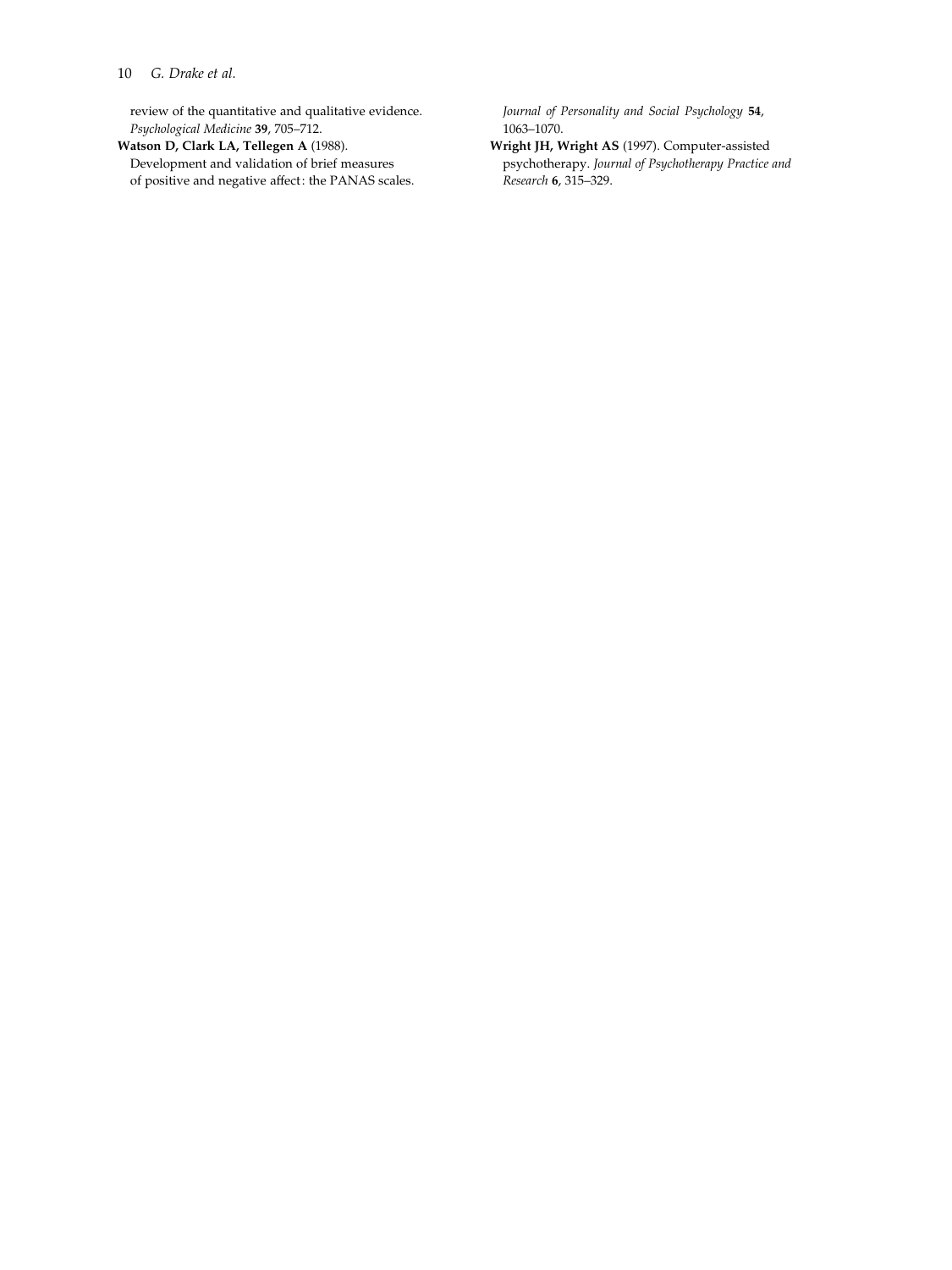review of the quantitative and qualitative evidence. *Psychological Medicine* **39**, 705–712.

**Watson D, Clark LA, Tellegen A** (1988). Development and validation of brief measures of positive and negative affect: the PANAS scales. *Journal of Personality and Social Psychology* **54**, 1063–1070.

**Wright JH, Wright AS** (1997). Computer-assisted psychotherapy. *Journal of Psychotherapy Practice and Research* **6**, 315–329.